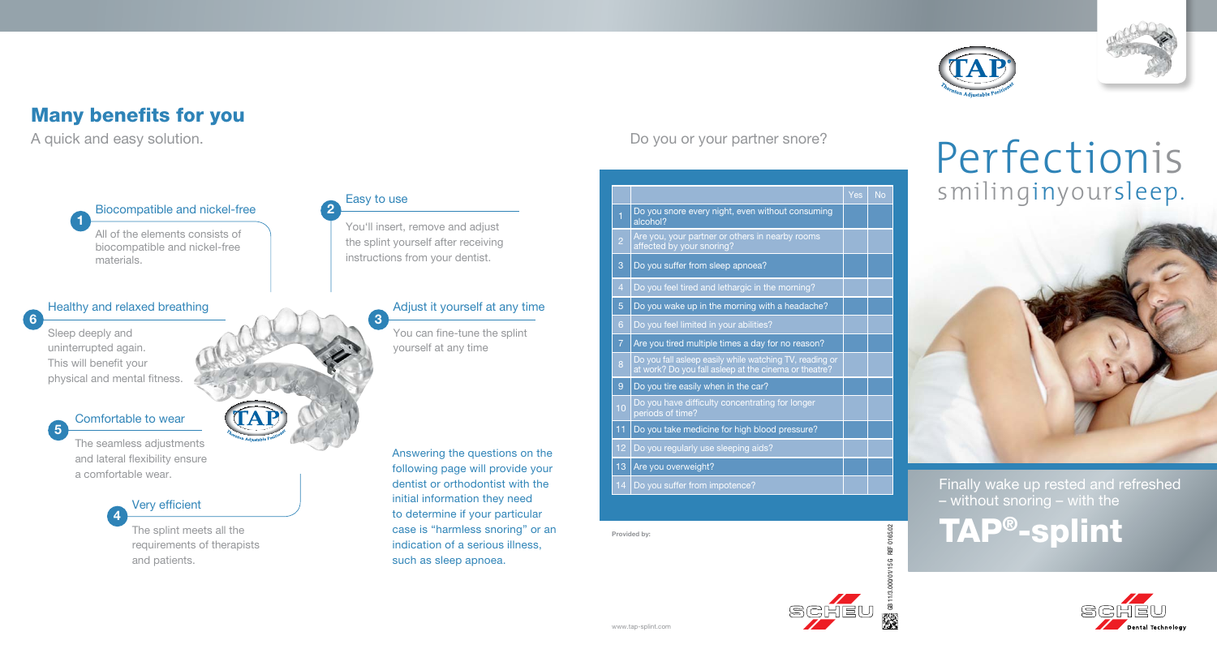## Many benefits for you

A quick and easy solution.

### 1 Biocompatible and nickel-free

All of the elements consists of biocompatible and nickel-free materials.

### 2 Easy to use

You'll insert, remove and adjust the splint yourself after receiving instructions from your dentist.

### 3 Adjust it yourself at any time

You can fine-tune the splint yourself at any time

### 4 Very efficient

The splint meets all the requirements of therapists and patients.

### 5 Comfortable to wear

The seamless adjustments and lateral flexibility ensure a comfortable wear.

### 6 Healthy and relaxed breathing

Sleep deeply and uninterrupted again. This will benefit your physical and mental fitness.

Answering the questions on the following page will provide your dentist or orthodontist with the initial information they need to determine if your particular case is "harmless snoring" or an indication of a serious illness, such as sleep apnoea.

Do you or your partner snore?

| | | Yes | No |
|---|---|---|---|
| 1 | Do you snore every night, even without consuming alcohol? | | |
| 2 | Are you, your partner or others in nearby rooms affected by your snoring? | | |
| 3 | Do you suffer from sleep apnoea? | | |
| 4 | Do you feel tired and lethargic in the morning? | | |
| 5 | Do you wake up in the morning with a headache? | | |
| 6 | Do you feel limited in your abilities? | | |
| 7 | Are you tired multiple times a day for no reason? | | |
| 8 | Do you fall asleep easily while watching TV, reading or at work? Do you fall asleep at the cinema or theatre? | | |
| 9 | Do you tire easily when in the car? | | |
| 10 | Do you have difficulty concentrating for longer periods of time? | | |
| 11 | Do you take medicine for high blood pressure? | | |
| 12 | Do you regularly use sleeping aids? | | |
| 13 | Are you overweight? | | |
| 14 | Do you suffer from impotence? | | |

**Provided by:**

GB 11/3.000/01/15 G REF 0165.02

www.tap-splint.com

# Perfectionis smilinginyoursleep.

Finally wake up rested and refreshed – without snoring – with the

# TAP®-splint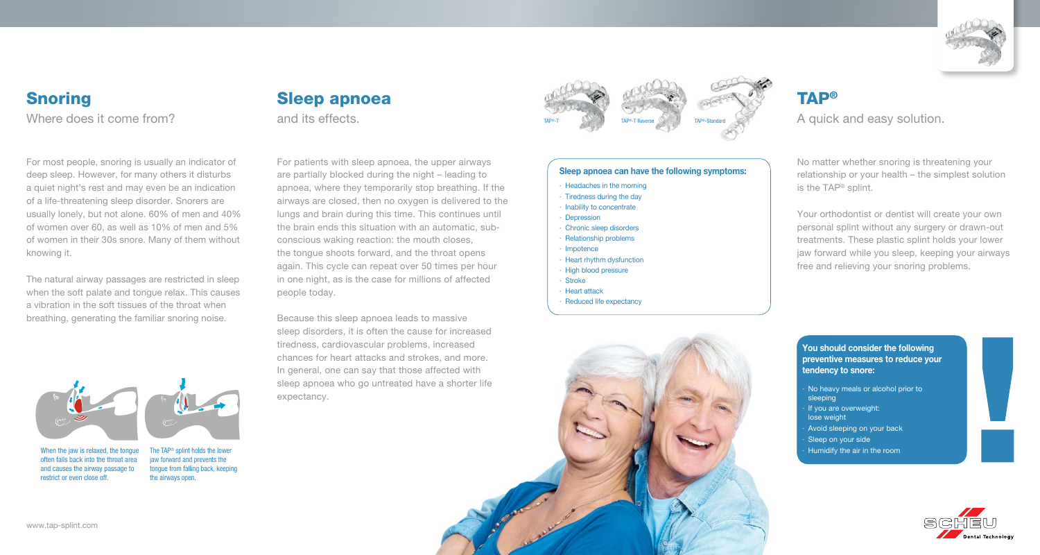## Snoring

Where does it come from?

For most people, snoring is usually an indicator of deep sleep. However, for many others it disturbs a quiet night's rest and may even be an indication of a life-threatening sleep disorder. Snorers are usually lonely, but not alone. 60% of men and 40% of women over 60, as well as 10% of men and 5% of women in their 30s snore. Many of them without knowing it.

The natural airway passages are restricted in sleep when the soft palate and tongue relax. This causes a vibration in the soft tissues of the throat when breathing, generating the familiar snoring noise.

When the jaw is relaxed, the tongue often falls back into the throat area and causes the airway passage to restrict or even close off.

The TAP® splint holds the lower jaw forward and prevents the tongue from falling back, keeping the airways open.

www.tap-splint.com

## Sleep apnoea

and its effects.

For patients with sleep apnoea, the upper airways are partially blocked during the night – leading to apnoea, where they temporarily stop breathing. If the airways are closed, then no oxygen is delivered to the lungs and brain during this time. This continues until the brain ends this situation with an automatic, sub-conscious waking reaction: the mouth closes, the tongue shoots forward, and the throat opens again. This cycle can repeat over 50 times per hour in one night, as is the case for millions of affected people today.

Because this sleep apnoea leads to massive sleep disorders, it is often the cause for increased tiredness, cardiovascular problems, increased chances for heart attacks and strokes, and more. In general, one can say that those affected with sleep apnoea who go untreated have a shorter life expectancy.

TAP®-T TAP®-T Reverse TAP®-Standard

**Sleep apnoea can have the following symptoms:**

- Headaches in the morning
- Tiredness during the day
- Inability to concentrate
- Depression
- Chronic sleep disorders
- Relationship problems
- Impotence
- Heart rhythm dysfunction
- High blood pressure
- Stroke
- Heart attack
- Reduced life expectancy

## TAP®

A quick and easy solution.

No matter whether snoring is threatening your relationship or your health – the simplest solution is the TAP® splint.

Your orthodontist or dentist will create your own personal splint without any surgery or drawn-out treatments. These plastic splint holds your lower jaw forward while you sleep, keeping your airways free and relieving your snoring problems.

**You should consider the following preventive measures to reduce your tendency to snore:**

- No heavy meals or alcohol prior to sleeping
- If you are overweight: lose weight
- Avoid sleeping on your back
- Sleep on your side
- Humidify the air in the room

SCHEU Dental Technology